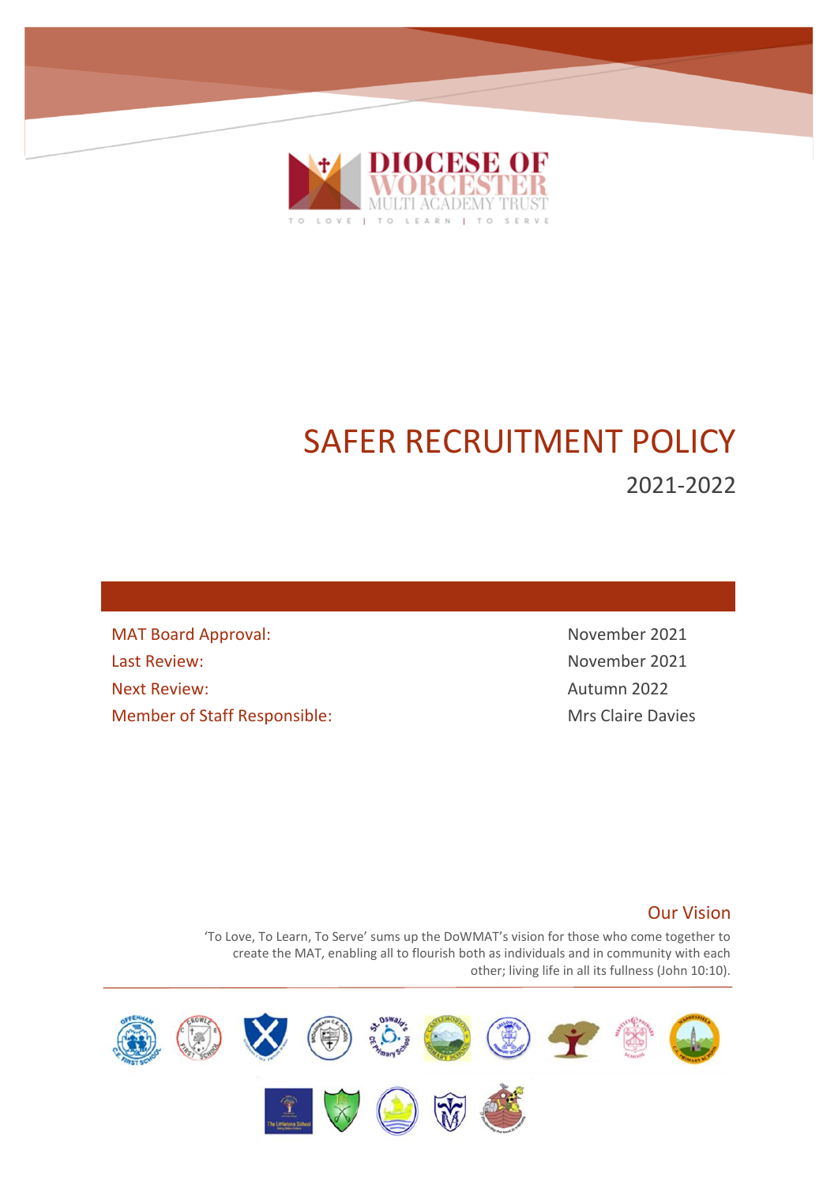DIOCESE OF WORCESTER MULTI ACADEMY TRUST

TO LOVE | TO LEARN | TO SERVE

# SAFER RECRUITMENT POLICY

## 2021-2022

| | |
|---|---|
| MAT Board Approval: | November 2021 |
| Last Review: | November 2021 |
| Next Review: | Autumn 2022 |
| Member of Staff Responsible: | Mrs Claire Davies |

### Our Vision

'To Love, To Learn, To Serve' sums up the DoWMAT's vision for those who come together to create the MAT, enabling all to flourish both as individuals and in community with each other; living life in all its fullness (John 10:10).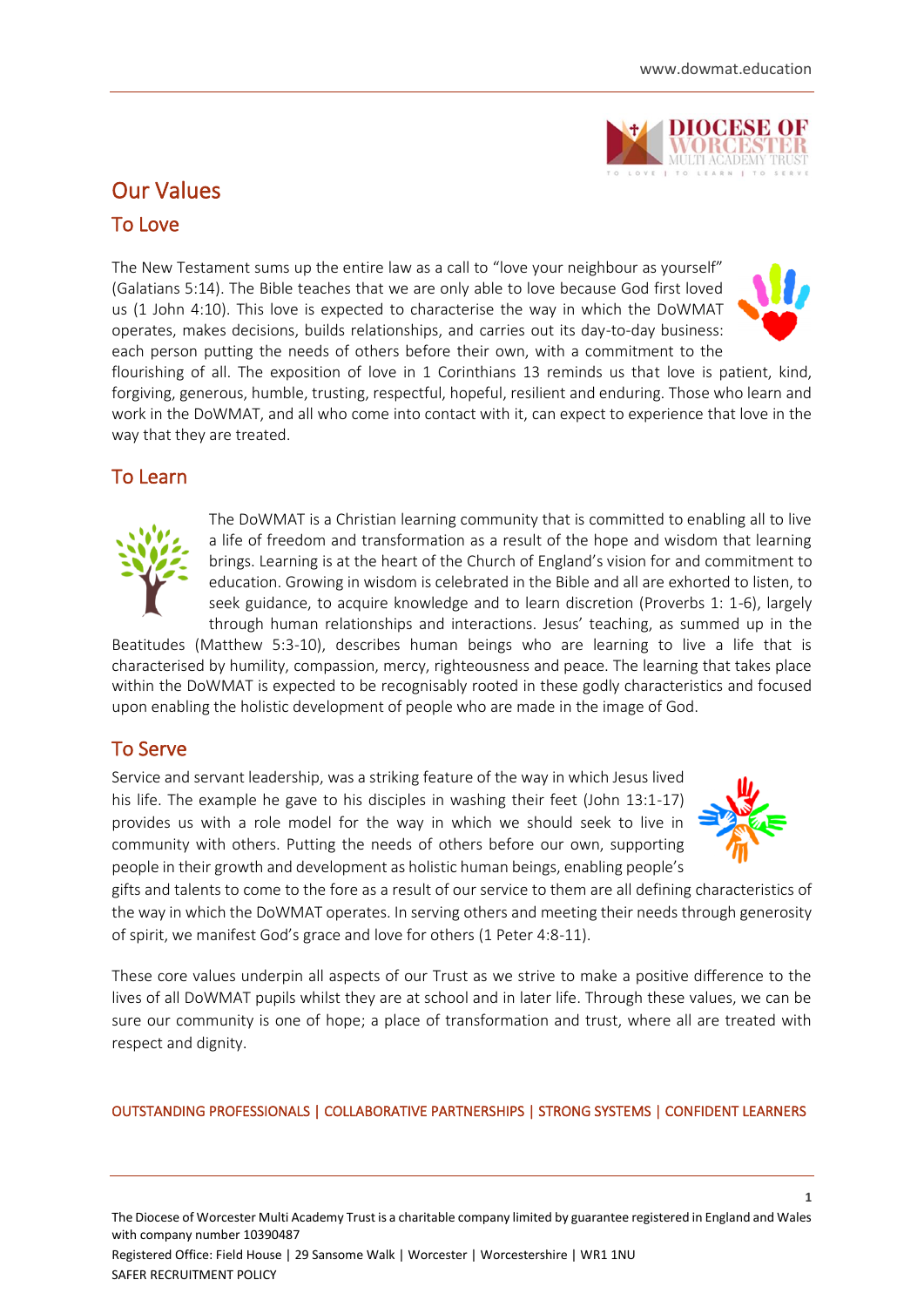# Our Values

## To Love

The New Testament sums up the entire law as a call to "love your neighbour as yourself" (Galatians 5:14). The Bible teaches that we are only able to love because God first loved us (1 John 4:10). This love is expected to characterise the way in which the DoWMAT operates, makes decisions, builds relationships, and carries out its day-to-day business: each person putting the needs of others before their own, with a commitment to the flourishing of all. The exposition of love in 1 Corinthians 13 reminds us that love is patient, kind, forgiving, generous, humble, trusting, respectful, hopeful, resilient and enduring. Those who learn and work in the DoWMAT, and all who come into contact with it, can expect to experience that love in the way that they are treated.

## To Learn

The DoWMAT is a Christian learning community that is committed to enabling all to live a life of freedom and transformation as a result of the hope and wisdom that learning brings. Learning is at the heart of the Church of England's vision for and commitment to education. Growing in wisdom is celebrated in the Bible and all are exhorted to listen, to seek guidance, to acquire knowledge and to learn discretion (Proverbs 1: 1-6), largely through human relationships and interactions. Jesus' teaching, as summed up in the Beatitudes (Matthew 5:3-10), describes human beings who are learning to live a life that is characterised by humility, compassion, mercy, righteousness and peace. The learning that takes place within the DoWMAT is expected to be recognisably rooted in these godly characteristics and focused upon enabling the holistic development of people who are made in the image of God.

## To Serve

Service and servant leadership, was a striking feature of the way in which Jesus lived his life. The example he gave to his disciples in washing their feet (John 13:1-17) provides us with a role model for the way in which we should seek to live in community with others. Putting the needs of others before our own, supporting people in their growth and development as holistic human beings, enabling people's gifts and talents to come to the fore as a result of our service to them are all defining characteristics of the way in which the DoWMAT operates. In serving others and meeting their needs through generosity of spirit, we manifest God's grace and love for others (1 Peter 4:8-11).

These core values underpin all aspects of our Trust as we strive to make a positive difference to the lives of all DoWMAT pupils whilst they are at school and in later life. Through these values, we can be sure our community is one of hope; a place of transformation and trust, where all are treated with respect and dignity.

OUTSTANDING PROFESSIONALS | COLLABORATIVE PARTNERSHIPS | STRONG SYSTEMS | CONFIDENT LEARNERS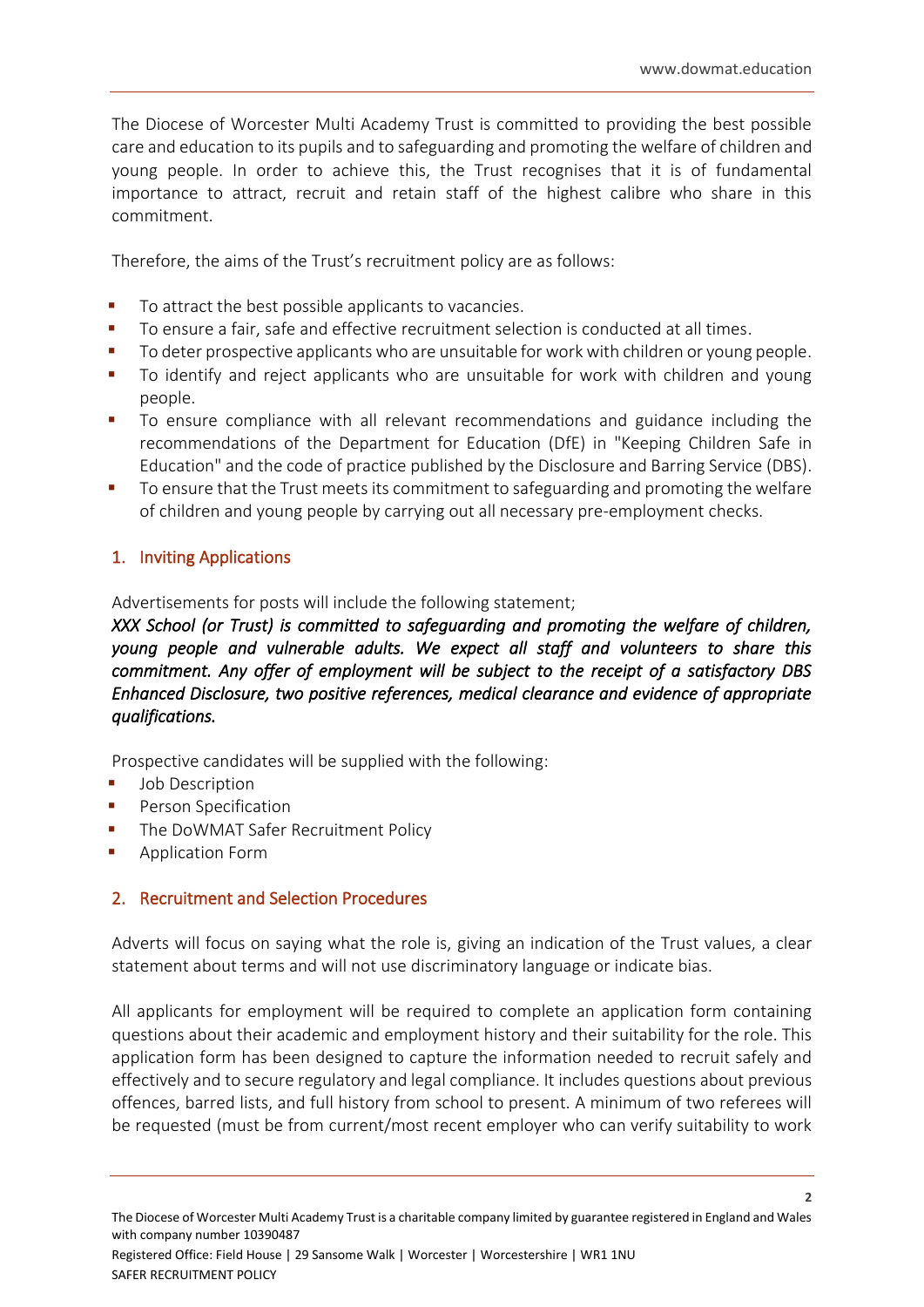The Diocese of Worcester Multi Academy Trust is committed to providing the best possible care and education to its pupils and to safeguarding and promoting the welfare of children and young people. In order to achieve this, the Trust recognises that it is of fundamental importance to attract, recruit and retain staff of the highest calibre who share in this commitment.

Therefore, the aims of the Trust's recruitment policy are as follows:

- To attract the best possible applicants to vacancies.
- To ensure a fair, safe and effective recruitment selection is conducted at all times.
- To deter prospective applicants who are unsuitable for work with children or young people.
- To identify and reject applicants who are unsuitable for work with children and young people.
- To ensure compliance with all relevant recommendations and guidance including the recommendations of the Department for Education (DfE) in "Keeping Children Safe in Education" and the code of practice published by the Disclosure and Barring Service (DBS).
- To ensure that the Trust meets its commitment to safeguarding and promoting the welfare of children and young people by carrying out all necessary pre-employment checks.

## 1. Inviting Applications

Advertisements for posts will include the following statement;

***XXX School (or Trust) is committed to safeguarding and promoting the welfare of children, young people and vulnerable adults. We expect all staff and volunteers to share this commitment. Any offer of employment will be subject to the receipt of a satisfactory DBS Enhanced Disclosure, two positive references, medical clearance and evidence of appropriate qualifications.***

Prospective candidates will be supplied with the following:

- Job Description
- Person Specification
- The DoWMAT Safer Recruitment Policy
- Application Form

## 2. Recruitment and Selection Procedures

Adverts will focus on saying what the role is, giving an indication of the Trust values, a clear statement about terms and will not use discriminatory language or indicate bias.

All applicants for employment will be required to complete an application form containing questions about their academic and employment history and their suitability for the role. This application form has been designed to capture the information needed to recruit safely and effectively and to secure regulatory and legal compliance. It includes questions about previous offences, barred lists, and full history from school to present. A minimum of two referees will be requested (must be from current/most recent employer who can verify suitability to work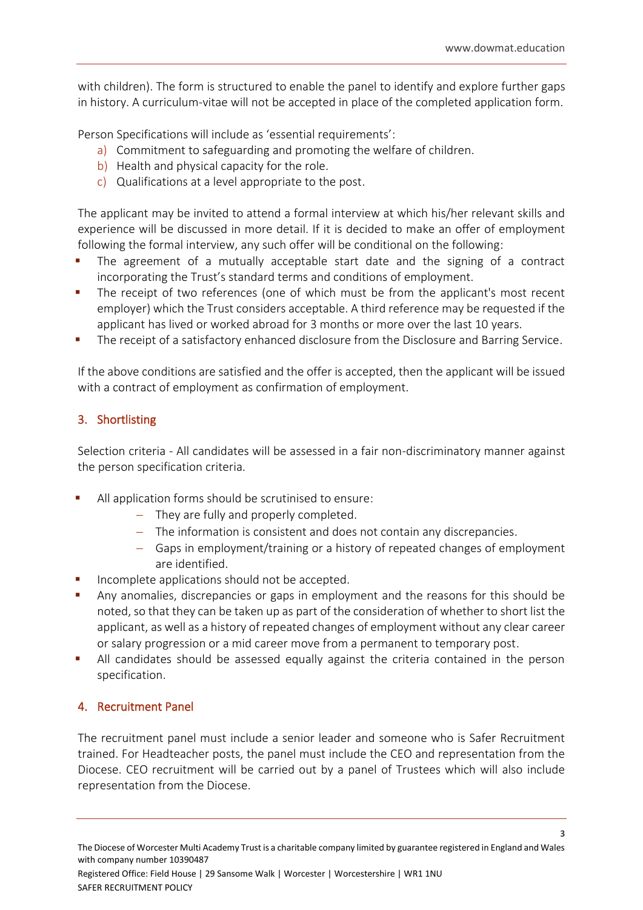with children). The form is structured to enable the panel to identify and explore further gaps in history. A curriculum-vitae will not be accepted in place of the completed application form.

Person Specifications will include as 'essential requirements':

a) Commitment to safeguarding and promoting the welfare of children.
b) Health and physical capacity for the role.
c) Qualifications at a level appropriate to the post.

The applicant may be invited to attend a formal interview at which his/her relevant skills and experience will be discussed in more detail. If it is decided to make an offer of employment following the formal interview, any such offer will be conditional on the following:

- The agreement of a mutually acceptable start date and the signing of a contract incorporating the Trust's standard terms and conditions of employment.
- The receipt of two references (one of which must be from the applicant's most recent employer) which the Trust considers acceptable. A third reference may be requested if the applicant has lived or worked abroad for 3 months or more over the last 10 years.
- The receipt of a satisfactory enhanced disclosure from the Disclosure and Barring Service.

If the above conditions are satisfied and the offer is accepted, then the applicant will be issued with a contract of employment as confirmation of employment.

## 3. Shortlisting

Selection criteria - All candidates will be assessed in a fair non-discriminatory manner against the person specification criteria.

- All application forms should be scrutinised to ensure:
  - They are fully and properly completed.
  - The information is consistent and does not contain any discrepancies.
  - Gaps in employment/training or a history of repeated changes of employment are identified.
- Incomplete applications should not be accepted.
- Any anomalies, discrepancies or gaps in employment and the reasons for this should be noted, so that they can be taken up as part of the consideration of whether to short list the applicant, as well as a history of repeated changes of employment without any clear career or salary progression or a mid career move from a permanent to temporary post.
- All candidates should be assessed equally against the criteria contained in the person specification.

## 4. Recruitment Panel

The recruitment panel must include a senior leader and someone who is Safer Recruitment trained. For Headteacher posts, the panel must include the CEO and representation from the Diocese. CEO recruitment will be carried out by a panel of Trustees which will also include representation from the Diocese.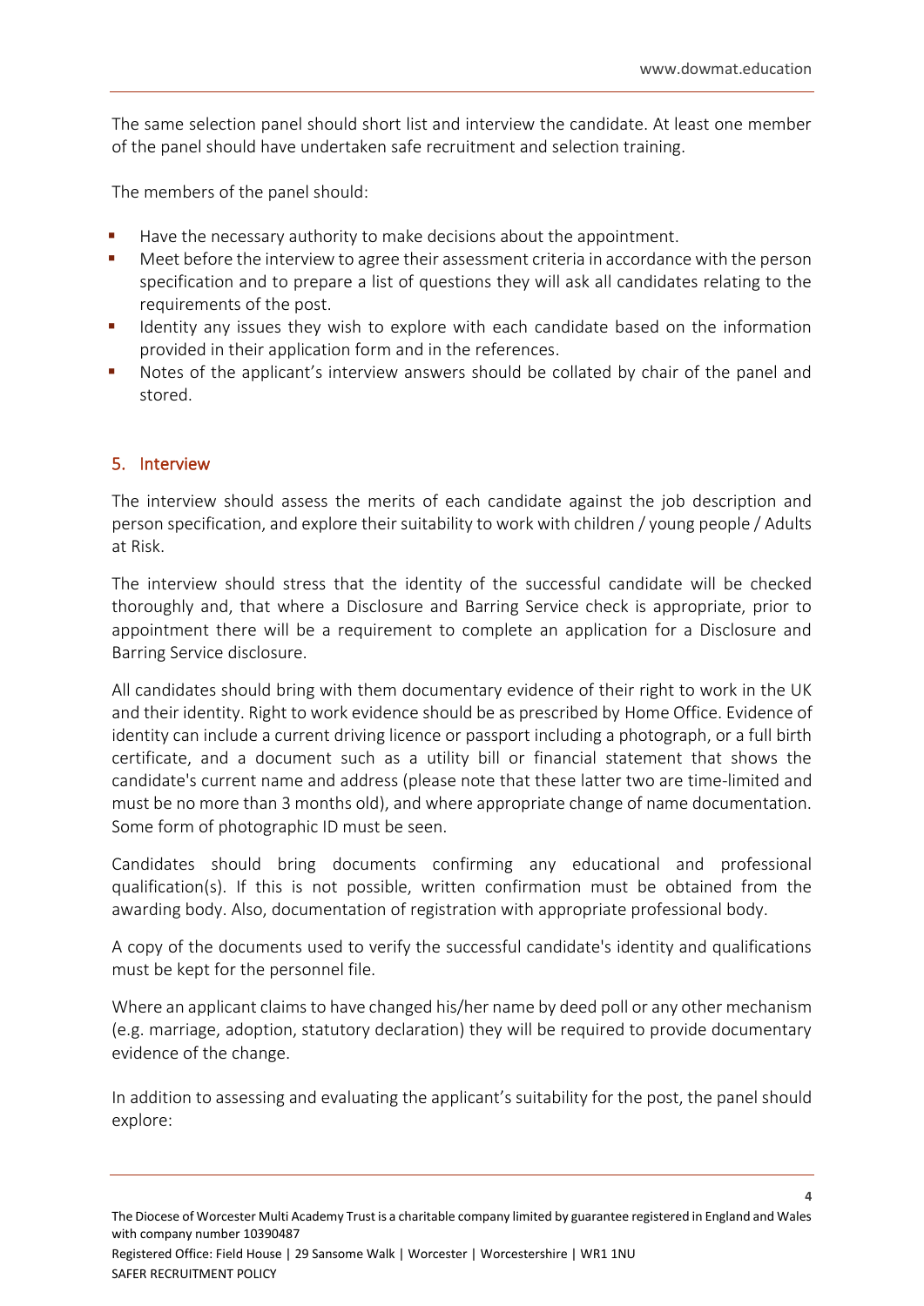The same selection panel should short list and interview the candidate. At least one member of the panel should have undertaken safe recruitment and selection training.

The members of the panel should:

- Have the necessary authority to make decisions about the appointment.
- Meet before the interview to agree their assessment criteria in accordance with the person specification and to prepare a list of questions they will ask all candidates relating to the requirements of the post.
- Identity any issues they wish to explore with each candidate based on the information provided in their application form and in the references.
- Notes of the applicant's interview answers should be collated by chair of the panel and stored.

## 5. Interview

The interview should assess the merits of each candidate against the job description and person specification, and explore their suitability to work with children / young people / Adults at Risk.

The interview should stress that the identity of the successful candidate will be checked thoroughly and, that where a Disclosure and Barring Service check is appropriate, prior to appointment there will be a requirement to complete an application for a Disclosure and Barring Service disclosure.

All candidates should bring with them documentary evidence of their right to work in the UK and their identity. Right to work evidence should be as prescribed by Home Office. Evidence of identity can include a current driving licence or passport including a photograph, or a full birth certificate, and a document such as a utility bill or financial statement that shows the candidate's current name and address (please note that these latter two are time-limited and must be no more than 3 months old), and where appropriate change of name documentation. Some form of photographic ID must be seen.

Candidates should bring documents confirming any educational and professional qualification(s). If this is not possible, written confirmation must be obtained from the awarding body. Also, documentation of registration with appropriate professional body.

A copy of the documents used to verify the successful candidate's identity and qualifications must be kept for the personnel file.

Where an applicant claims to have changed his/her name by deed poll or any other mechanism (e.g. marriage, adoption, statutory declaration) they will be required to provide documentary evidence of the change.

In addition to assessing and evaluating the applicant's suitability for the post, the panel should explore: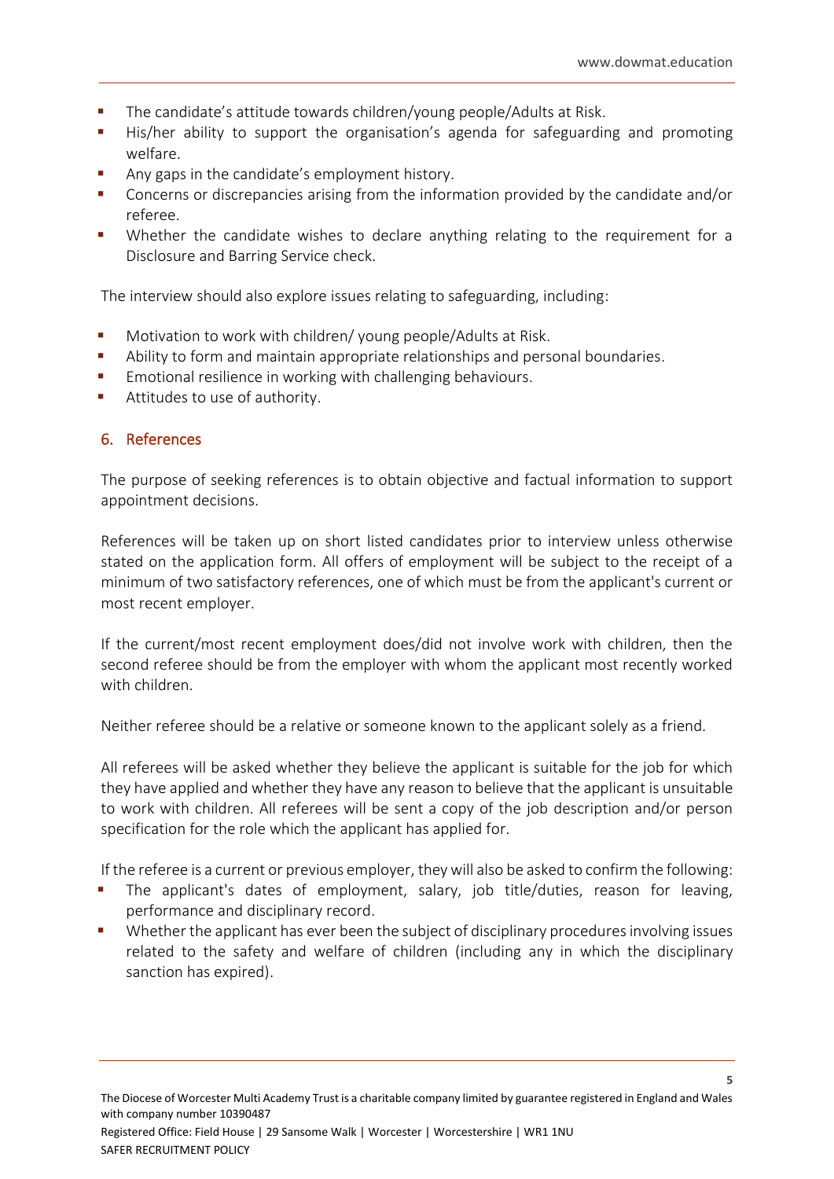- The candidate's attitude towards children/young people/Adults at Risk.
- His/her ability to support the organisation's agenda for safeguarding and promoting welfare.
- Any gaps in the candidate's employment history.
- Concerns or discrepancies arising from the information provided by the candidate and/or referee.
- Whether the candidate wishes to declare anything relating to the requirement for a Disclosure and Barring Service check.

The interview should also explore issues relating to safeguarding, including:

- Motivation to work with children/ young people/Adults at Risk.
- Ability to form and maintain appropriate relationships and personal boundaries.
- Emotional resilience in working with challenging behaviours.
- Attitudes to use of authority.

## 6. References

The purpose of seeking references is to obtain objective and factual information to support appointment decisions.

References will be taken up on short listed candidates prior to interview unless otherwise stated on the application form. All offers of employment will be subject to the receipt of a minimum of two satisfactory references, one of which must be from the applicant's current or most recent employer.

If the current/most recent employment does/did not involve work with children, then the second referee should be from the employer with whom the applicant most recently worked with children.

Neither referee should be a relative or someone known to the applicant solely as a friend.

All referees will be asked whether they believe the applicant is suitable for the job for which they have applied and whether they have any reason to believe that the applicant is unsuitable to work with children. All referees will be sent a copy of the job description and/or person specification for the role which the applicant has applied for.

If the referee is a current or previous employer, they will also be asked to confirm the following:

- The applicant's dates of employment, salary, job title/duties, reason for leaving, performance and disciplinary record.
- Whether the applicant has ever been the subject of disciplinary procedures involving issues related to the safety and welfare of children (including any in which the disciplinary sanction has expired).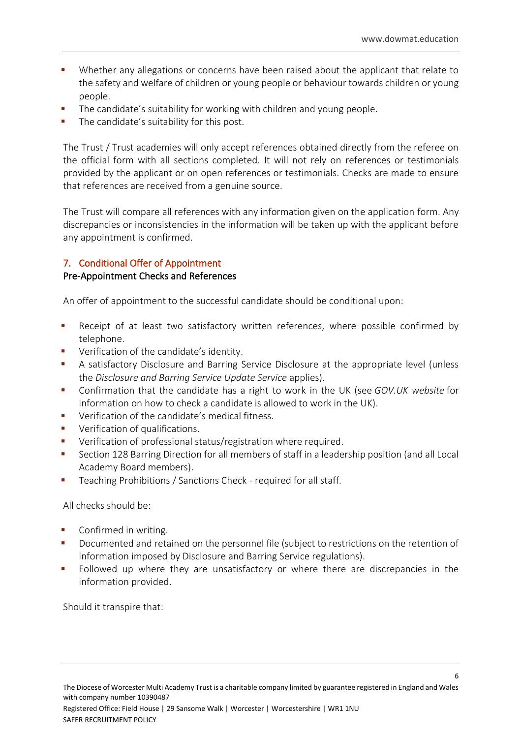- Whether any allegations or concerns have been raised about the applicant that relate to the safety and welfare of children or young people or behaviour towards children or young people.
- The candidate's suitability for working with children and young people.
- The candidate's suitability for this post.

The Trust / Trust academies will only accept references obtained directly from the referee on the official form with all sections completed. It will not rely on references or testimonials provided by the applicant or on open references or testimonials. Checks are made to ensure that references are received from a genuine source.

The Trust will compare all references with any information given on the application form. Any discrepancies or inconsistencies in the information will be taken up with the applicant before any appointment is confirmed.

## 7. Conditional Offer of Appointment

### Pre-Appointment Checks and References

An offer of appointment to the successful candidate should be conditional upon:

- Receipt of at least two satisfactory written references, where possible confirmed by telephone.
- Verification of the candidate's identity.
- A satisfactory Disclosure and Barring Service Disclosure at the appropriate level (unless the *Disclosure and Barring Service Update Service* applies).
- Confirmation that the candidate has a right to work in the UK (see *GOV.UK website* for information on how to check a candidate is allowed to work in the UK).
- Verification of the candidate's medical fitness.
- Verification of qualifications.
- Verification of professional status/registration where required.
- Section 128 Barring Direction for all members of staff in a leadership position (and all Local Academy Board members).
- Teaching Prohibitions / Sanctions Check - required for all staff.

All checks should be:

- Confirmed in writing.
- Documented and retained on the personnel file (subject to restrictions on the retention of information imposed by Disclosure and Barring Service regulations).
- Followed up where they are unsatisfactory or where there are discrepancies in the information provided.

Should it transpire that: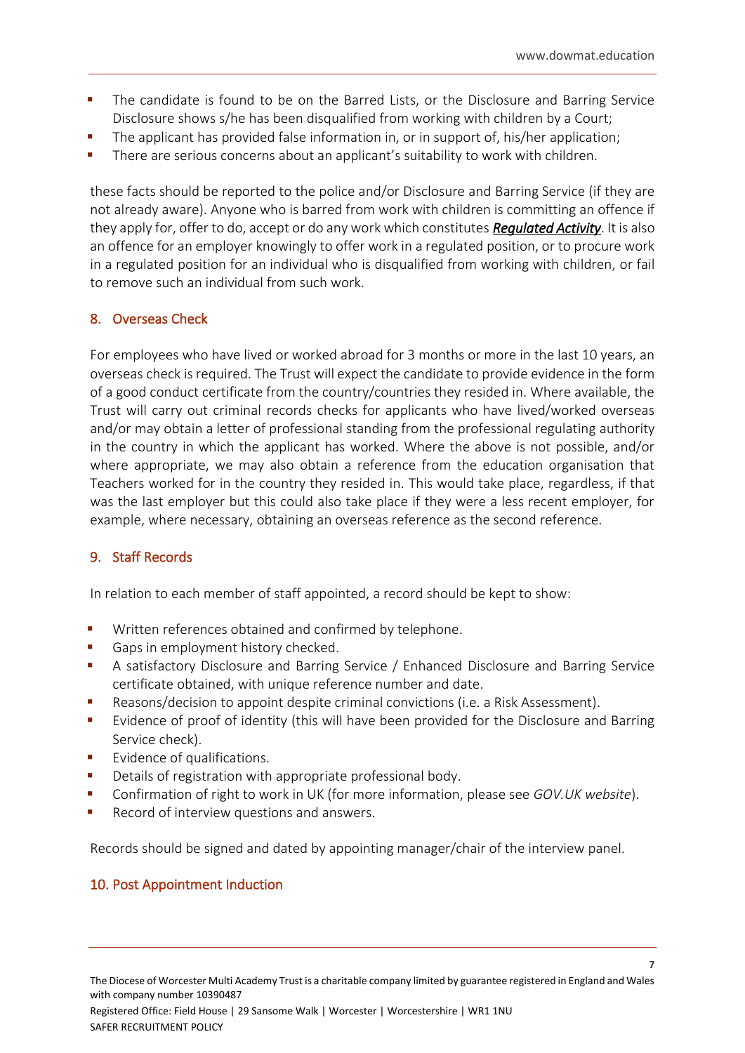- The candidate is found to be on the Barred Lists, or the Disclosure and Barring Service Disclosure shows s/he has been disqualified from working with children by a Court;
- The applicant has provided false information in, or in support of, his/her application;
- There are serious concerns about an applicant's suitability to work with children.

these facts should be reported to the police and/or Disclosure and Barring Service (if they are not already aware). Anyone who is barred from work with children is committing an offence if they apply for, offer to do, accept or do any work which constitutes ***Regulated Activity***. It is also an offence for an employer knowingly to offer work in a regulated position, or to procure work in a regulated position for an individual who is disqualified from working with children, or fail to remove such an individual from such work.

## 8. Overseas Check

For employees who have lived or worked abroad for 3 months or more in the last 10 years, an overseas check is required. The Trust will expect the candidate to provide evidence in the form of a good conduct certificate from the country/countries they resided in. Where available, the Trust will carry out criminal records checks for applicants who have lived/worked overseas and/or may obtain a letter of professional standing from the professional regulating authority in the country in which the applicant has worked. Where the above is not possible, and/or where appropriate, we may also obtain a reference from the education organisation that Teachers worked for in the country they resided in. This would take place, regardless, if that was the last employer but this could also take place if they were a less recent employer, for example, where necessary, obtaining an overseas reference as the second reference.

## 9. Staff Records

In relation to each member of staff appointed, a record should be kept to show:

- Written references obtained and confirmed by telephone.
- Gaps in employment history checked.
- A satisfactory Disclosure and Barring Service / Enhanced Disclosure and Barring Service certificate obtained, with unique reference number and date.
- Reasons/decision to appoint despite criminal convictions (i.e. a Risk Assessment).
- Evidence of proof of identity (this will have been provided for the Disclosure and Barring Service check).
- Evidence of qualifications.
- Details of registration with appropriate professional body.
- Confirmation of right to work in UK (for more information, please see *GOV.UK website*).
- Record of interview questions and answers.

Records should be signed and dated by appointing manager/chair of the interview panel.

## 10. Post Appointment Induction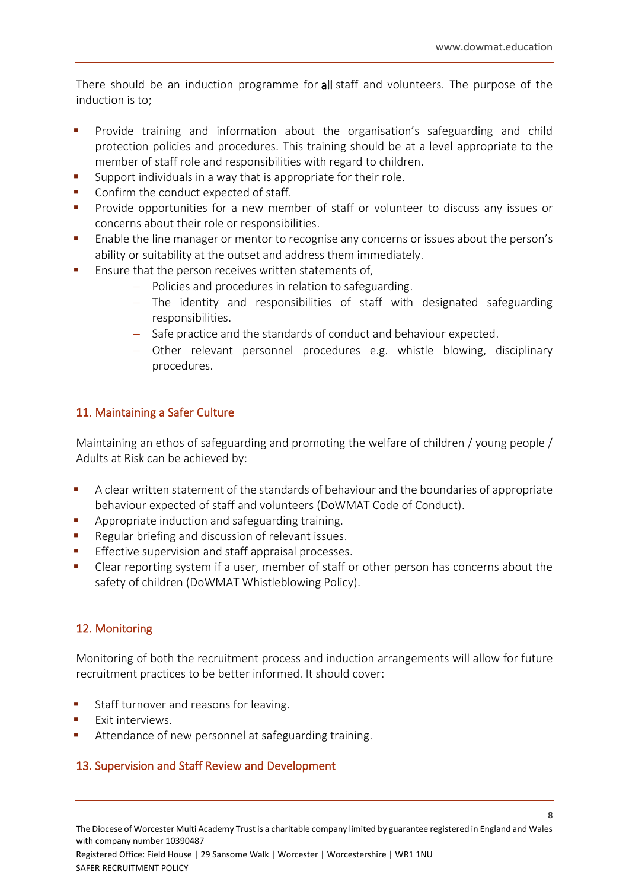There should be an induction programme for **all** staff and volunteers. The purpose of the induction is to;

- Provide training and information about the organisation's safeguarding and child protection policies and procedures. This training should be at a level appropriate to the member of staff role and responsibilities with regard to children.
- Support individuals in a way that is appropriate for their role.
- Confirm the conduct expected of staff.
- Provide opportunities for a new member of staff or volunteer to discuss any issues or concerns about their role or responsibilities.
- Enable the line manager or mentor to recognise any concerns or issues about the person's ability or suitability at the outset and address them immediately.
- Ensure that the person receives written statements of,
  - Policies and procedures in relation to safeguarding.
  - The identity and responsibilities of staff with designated safeguarding responsibilities.
  - Safe practice and the standards of conduct and behaviour expected.
  - Other relevant personnel procedures e.g. whistle blowing, disciplinary procedures.

## 11. Maintaining a Safer Culture

Maintaining an ethos of safeguarding and promoting the welfare of children / young people / Adults at Risk can be achieved by:

- A clear written statement of the standards of behaviour and the boundaries of appropriate behaviour expected of staff and volunteers (DoWMAT Code of Conduct).
- Appropriate induction and safeguarding training.
- Regular briefing and discussion of relevant issues.
- Effective supervision and staff appraisal processes.
- Clear reporting system if a user, member of staff or other person has concerns about the safety of children (DoWMAT Whistleblowing Policy).

## 12. Monitoring

Monitoring of both the recruitment process and induction arrangements will allow for future recruitment practices to be better informed. It should cover:

- Staff turnover and reasons for leaving.
- Exit interviews.
- Attendance of new personnel at safeguarding training.

## 13. Supervision and Staff Review and Development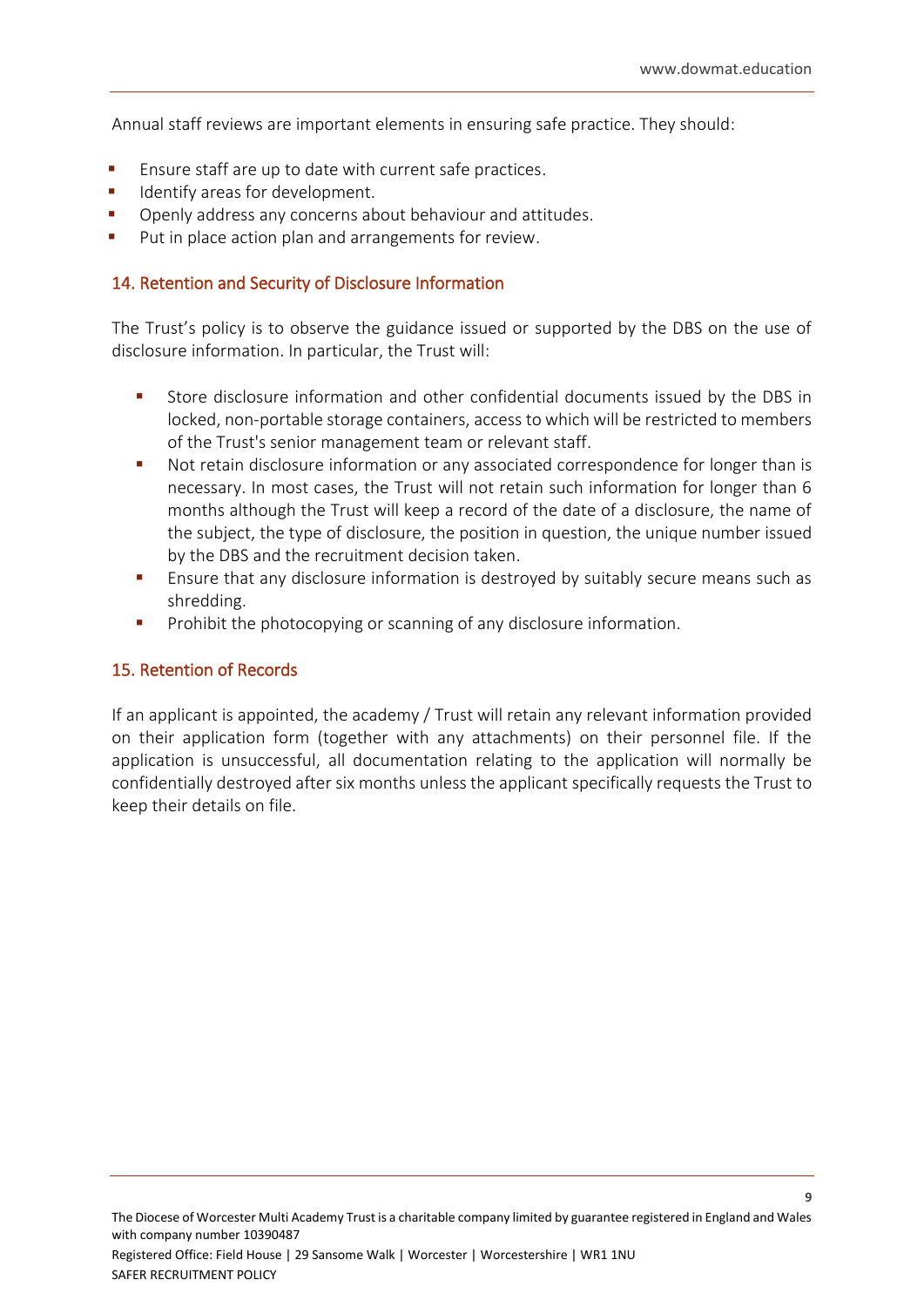Annual staff reviews are important elements in ensuring safe practice. They should:

- Ensure staff are up to date with current safe practices.
- Identify areas for development.
- Openly address any concerns about behaviour and attitudes.
- Put in place action plan and arrangements for review.

## 14. Retention and Security of Disclosure Information

The Trust's policy is to observe the guidance issued or supported by the DBS on the use of disclosure information. In particular, the Trust will:

- Store disclosure information and other confidential documents issued by the DBS in locked, non-portable storage containers, access to which will be restricted to members of the Trust's senior management team or relevant staff.
- Not retain disclosure information or any associated correspondence for longer than is necessary. In most cases, the Trust will not retain such information for longer than 6 months although the Trust will keep a record of the date of a disclosure, the name of the subject, the type of disclosure, the position in question, the unique number issued by the DBS and the recruitment decision taken.
- Ensure that any disclosure information is destroyed by suitably secure means such as shredding.
- Prohibit the photocopying or scanning of any disclosure information.

## 15. Retention of Records

If an applicant is appointed, the academy / Trust will retain any relevant information provided on their application form (together with any attachments) on their personnel file. If the application is unsuccessful, all documentation relating to the application will normally be confidentially destroyed after six months unless the applicant specifically requests the Trust to keep their details on file.